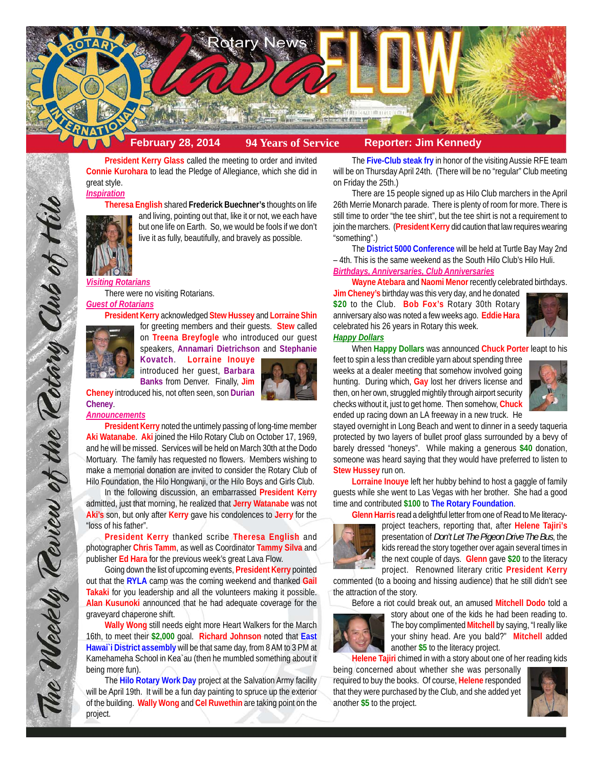# Rotary News Lava FLOW

**February 28, 2014** | **94 Years of Service** | **Reporter: Jim Kennedy**

*The Weekly Review of the Rotary Club of Hilo*

**President Kerry Glass** called the meeting to order and invited **Connie Kurohara** to lead the Pledge of Allegiance, which she did in great style.

## *Inspiration*

**Theresa English** shared **Frederick Buechner's** thoughts on life and living, pointing out that, like it or not, we each have but one life on Earth. So, we would be fools if we don't live it as fully, beautifully, and bravely as possible.

## *Visiting Rotarians*

There were no visiting Rotarians.

## *Guest of Rotarians*

**President Kerry** acknowledged **Stew Hussey** and **Lorraine Shin** for greeting members and their guests. **Stew** called on **Treena Breyfogle** who introduced our guest speakers, **Annamari Dietrichson** and **Stephanie Kovatch**. **Lorraine Inouye** introduced her guest, **Barbara Banks** from Denver. Finally, **Jim Cheney** introduced his, not often seen, son **Durian Cheney**.

## *Announcements*

**President Kerry** noted the untimely passing of long-time member **Aki Watanabe**. **Aki** joined the Hilo Rotary Club on October 17, 1969, and he will be missed. Services will be held on March 30th at the Dodo Mortuary. The family has requested no flowers. Members wishing to make a memorial donation are invited to consider the Rotary Club of Hilo Foundation, the Hilo Hongwanji, or the Hilo Boys and Girls Club.

In the following discussion, an embarrassed **President Kerry** admitted, just that morning, he realized that **Jerry Watanabe** was not **Aki's** son, but only after **Kerry** gave his condolences to **Jerry** for the "loss of his father".

**President Kerry** thanked scribe **Theresa English** and photographer **Chris Tamm**, as well as Coordinator **Tammy Silva** and publisher **Ed Hara** for the previous week's great Lava Flow.

Going down the list of upcoming events, **President Kerry** pointed out that the **RYLA** camp was the coming weekend and thanked **Gail Takaki** for you leadership and all the volunteers making it possible. **Alan Kusunoki** announced that he had adequate coverage for the graveyard chaperone shift.

**Wally Wong** still needs eight more Heart Walkers for the March 16th, to meet their **$2,000** goal. **Richard Johnson** noted that **East Hawai`i District assembly** will be that same day, from 8 AM to 3 PM at Kamehameha School in Kea`au (then he mumbled something about it being more fun).

The **Hilo Rotary Work Day** project at the Salvation Army facility will be April 19th. It will be a fun day painting to spruce up the exterior of the building. **Wally Wong** and **Cel Ruwethin** are taking point on the project.

The **Five-Club steak fry** in honor of the visiting Aussie RFE team will be on Thursday April 24th. (There will be no "regular" Club meeting on Friday the 25th.)

There are 15 people signed up as Hilo Club marchers in the April 26th Merrie Monarch parade. There is plenty of room for more. There is still time to order "the tee shirt", but the tee shirt is not a requirement to join the marchers. (**President Kerry** did caution that law requires wearing "something".)

The **District 5000 Conference** will be held at Turtle Bay May 2nd – 4th. This is the same weekend as the South Hilo Club's Hilo Huli.

## *Birthdays, Anniversaries, Club Anniversaries*

**Wayne Atebara** and **Naomi Menor** recently celebrated birthdays. **Jim Cheney's** birthday was this very day, and he donated **$20** to the Club. **Bob Fox's** Rotary 30th Rotary anniversary also was noted a few weeks ago. **Eddie Hara** celebrated his 26 years in Rotary this week.

## *Happy Dollars*

When **Happy Dollars** was announced **Chuck Porter** leapt to his feet to spin a less than credible yarn about spending three weeks at a dealer meeting that somehow involved going hunting. During which, **Gay** lost her drivers license and then, on her own, struggled mightily through airport security checks without it, just to get home. Then somehow, **Chuck** ended up racing down an LA freeway in a new truck. He stayed overnight in Long Beach and went to dinner in a seedy taqueria protected by two layers of bullet proof glass surrounded by a bevy of barely dressed "honeys". While making a generous **$40** donation, someone was heard saying that they would have preferred to listen to **Stew Hussey** run on.

**Lorraine Inouye** left her hubby behind to host a gaggle of family guests while she went to Las Vegas with her brother. She had a good time and contributed **$100** to **The Rotary Foundation**.

**Glenn Harris** read a delightful letter from one of Read to Me literacy-project teachers, reporting that, after **Helene Tajiri's** presentation of *Don't Let The Pigeon Drive The Bus*, the kids reread the story together over again several times in the next couple of days. **Glenn** gave **$20** to the literacy project. Renowned literary critic **President Kerry** commented (to a booing and hissing audience) that he still didn't see the attraction of the story.

Before a riot could break out, an amused **Mitchell Dodo** told a story about one of the kids he had been reading to. The boy complimented **Mitchell** by saying, "I really like your shiny head. Are you bald?" **Mitchell** added another **$5** to the literacy project.

**Helene Tajiri** chimed in with a story about one of her reading kids being concerned about whether she was personally required to buy the books. Of course, **Helene** responded that they were purchased by the Club, and she added yet another **$5** to the project.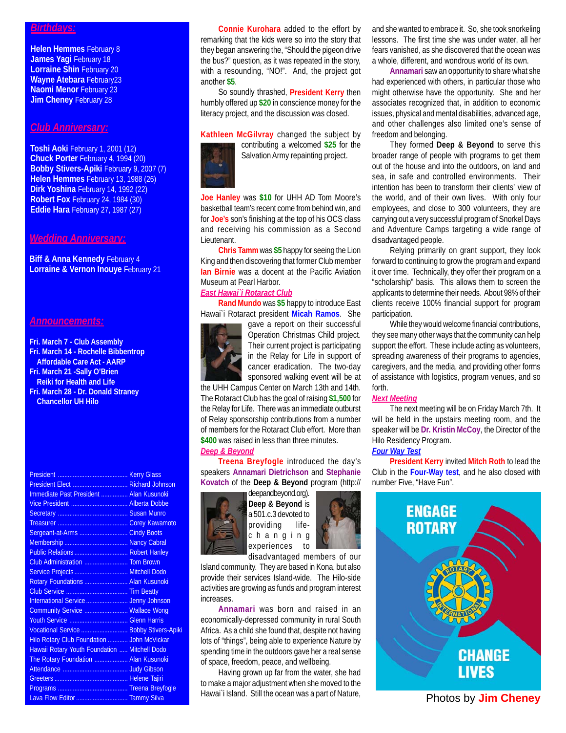## Birthdays:

**Helen Hemmes** February 8
**James Yagi** February 18
**Lorraine Shin** February 20
**Wayne Atebara** February23
**Naomi Menor** February 23
**Jim Cheney** February 28

## Club Anniversary:

**Toshi Aoki** February 1, 2001 (12)
**Chuck Porter** February 4, 1994 (20)
**Bobby Stivers-Apiki** February 9, 2007 (7)
**Helen Hemmes** February 13, 1988 (26)
**Dirk Yoshina** February 14, 1992 (22)
**Robert Fox** February 24, 1984 (30)
**Eddie Hara** February 27, 1987 (27)

## Wedding Anniversary:

**Biff & Anna Kennedy** February 4
**Lorraine & Vernon Inouye** February 21

## Announcements:

**Fri. March 7 - Club Assembly**
**Fri. March 14 - Rochelle Bibbentrop**
**Affordable Care Act - AARP**
**Fri. March 21 -Sally O'Brien**
**Reiki for Health and Life**
**Fri. March 28 - Dr. Donald Straney**
**Chancellor UH Hilo**

| | |
|---|---|
| President | Kerry Glass |
| President Elect | Richard Johnson |
| Immediate Past President | Alan Kusunoki |
| Vice President | Alberta Dobbe |
| Secretary | Susan Munro |
| Treasurer | Corey Kawamoto |
| Sergeant-at-Arms | Cindy Boots |
| Membership | Nancy Cabral |
| Public Relations | Robert Hanley |
| Club Administration | Tom Brown |
| Service Projects | Mitchell Dodo |
| Rotary Foundations | Alan Kusunoki |
| Club Service | Tim Beatty |
| International Service | Jenny Johnson |
| Community Service | Wallace Wong |
| Youth Service | Glenn Harris |
| Vocational Service | Bobby Stivers-Apiki |
| Hilo Rotary Club Foundation | John McVickar |
| Hawaii Rotary Youth Foundation | Mitchell Dodo |
| The Rotary Foundation | Alan Kusunoki |
| Attendance | Judy Gibson |
| Greeters | Helene Tajiri |
| Programs | Treena Breyfogle |
| Lava Flow Editor | Tammy Silva |

**Connie Kurohara** added to the effort by remarking that the kids were so into the story that they began answering the, "Should the pigeon drive the bus?" question, as it was repeated in the story, with a resounding, "NO!". And, the project got another **$5**.

So soundly thrashed, **President Kerry** then humbly offered up **$20** in conscience money for the literacy project, and the discussion was closed.

**Kathleen McGilvray** changed the subject by contributing a welcomed **$25** for the Salvation Army repainting project.

**Joe Hanley** was **$10** for UHH AD Tom Moore's basketball team's recent come from behind win, and for **Joe's** son's finishing at the top of his OCS class and receiving his commission as a Second Lieutenant.

**Chris Tamm** was **$5** happy for seeing the Lion King and then discovering that former Club member **Ian Birnie** was a docent at the Pacific Aviation Museum at Pearl Harbor.

### *East Hawai`i Rotaract Club*

**Rand Mundo** was **$5** happy to introduce East Hawai`i Rotaract president **Micah Ramos**. She gave a report on their successful Operation Christmas Child project. Their current project is participating in the Relay for Life in support of cancer eradication. The two-day sponsored walking event will be at the UHH Campus Center on March 13th and 14th. The Rotaract Club has the goal of raising **$1,500** for the Relay for Life. There was an immediate outburst of Relay sponsorship contributions from a number of members for the Rotaract Club effort. More than **$400** was raised in less than three minutes.

### *Deep & Beyond*

**Treena Breyfogle** introduced the day's speakers **Annamari Dietrichson** and **Stephanie Kovatch** of the **Deep & Beyond** program (http://deepandbeyond.org). **Deep & Beyond** is a 501.c.3 devoted to providing life-changing experiences to disadvantaged members of our Island community. They are based in Kona, but also provide their services Island-wide. The Hilo-side activities are growing as funds and program interest increases.

**Annamari** was born and raised in an economically-depressed community in rural South Africa. As a child she found that, despite not having lots of "things", being able to experience Nature by spending time in the outdoors gave her a real sense of space, freedom, peace, and wellbeing.

Having grown up far from the water, she had to make a major adjustment when she moved to the Hawai`i Island. Still the ocean was a part of Nature, and she wanted to embrace it. So, she took snorkeling lessons. The first time she was under water, all her fears vanished, as she discovered that the ocean was a whole, different, and wondrous world of its own.

**Annamari** saw an opportunity to share what she had experienced with others, in particular those who might otherwise have the opportunity. She and her associates recognized that, in addition to economic issues, physical and mental disabilities, advanced age, and other challenges also limited one's sense of freedom and belonging.

They formed **Deep & Beyond** to serve this broader range of people with programs to get them out of the house and into the outdoors, on land and sea, in safe and controlled environments. Their intention has been to transform their clients' view of the world, and of their own lives. With only four employees, and close to 300 volunteers, they are carrying out a very successful program of Snorkel Days and Adventure Camps targeting a wide range of disadvantaged people.

Relying primarily on grant support, they look forward to continuing to grow the program and expand it over time. Technically, they offer their program on a "scholarship" basis. This allows them to screen the applicants to determine their needs. About 98% of their clients receive 100% financial support for program participation.

While they would welcome financial contributions, they see many other ways that the community can help support the effort. These include acting as volunteers, spreading awareness of their programs to agencies, caregivers, and the media, and providing other forms of assistance with logistics, program venues, and so forth.

### *Next Meeting*

The next meeting will be on Friday March 7th. It will be held in the upstairs meeting room, and the speaker will be **Dr. Kristin McCoy**, the Director of the Hilo Residency Program.

### *Four Way Test*

**President Kerry** invited **Mitch Roth** to lead the Club in the **Four-Way test**, and he also closed with number Five, "Have Fun".

ENGAGE ROTARY
CHANGE LIVES

Photos by **Jim Cheney**